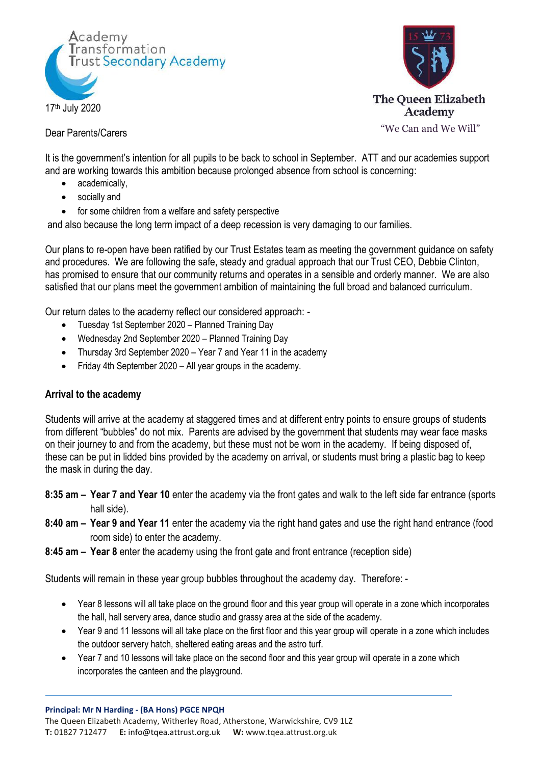Academy Transformation Trust Secondary Academy

The Queen Elizabeth Academy

"We Can and We Will"

17th July 2020

Dear Parents/Carers

It is the government's intention for all pupils to be back to school in September. ATT and our academies support and are working towards this ambition because prolonged absence from school is concerning:

- academically,
- socially and
- for some children from a welfare and safety perspective

and also because the long term impact of a deep recession is very damaging to our families.

Our plans to re-open have been ratified by our Trust Estates team as meeting the government guidance on safety and procedures. We are following the safe, steady and gradual approach that our Trust CEO, Debbie Clinton, has promised to ensure that our community returns and operates in a sensible and orderly manner. We are also satisfied that our plans meet the government ambition of maintaining the full broad and balanced curriculum.

Our return dates to the academy reflect our considered approach: -

- Tuesday 1st September 2020 – Planned Training Day
- Wednesday 2nd September 2020 – Planned Training Day
- Thursday 3rd September 2020 – Year 7 and Year 11 in the academy
- Friday 4th September 2020 – All year groups in the academy.

**Arrival to the academy**

Students will arrive at the academy at staggered times and at different entry points to ensure groups of students from different "bubbles" do not mix. Parents are advised by the government that students may wear face masks on their journey to and from the academy, but these must not be worn in the academy. If being disposed of, these can be put in lidded bins provided by the academy on arrival, or students must bring a plastic bag to keep the mask in during the day.

**8:35 am – Year 7 and Year 10** enter the academy via the front gates and walk to the left side far entrance (sports hall side).

**8:40 am – Year 9 and Year 11** enter the academy via the right hand gates and use the right hand entrance (food room side) to enter the academy.

**8:45 am – Year 8** enter the academy using the front gate and front entrance (reception side)

Students will remain in these year group bubbles throughout the academy day. Therefore: -

- Year 8 lessons will all take place on the ground floor and this year group will operate in a zone which incorporates the hall, hall servery area, dance studio and grassy area at the side of the academy.
- Year 9 and 11 lessons will all take place on the first floor and this year group will operate in a zone which includes the outdoor servery hatch, sheltered eating areas and the astro turf.
- Year 7 and 10 lessons will take place on the second floor and this year group will operate in a zone which incorporates the canteen and the playground.

**Principal: Mr N Harding - (BA Hons) PGCE NPQH**

The Queen Elizabeth Academy, Witherley Road, Atherstone, Warwickshire, CV9 1LZ

**T:** 01827 712477 **E:** info@tqea.attrust.org.uk **W:** www.tqea.attrust.org.uk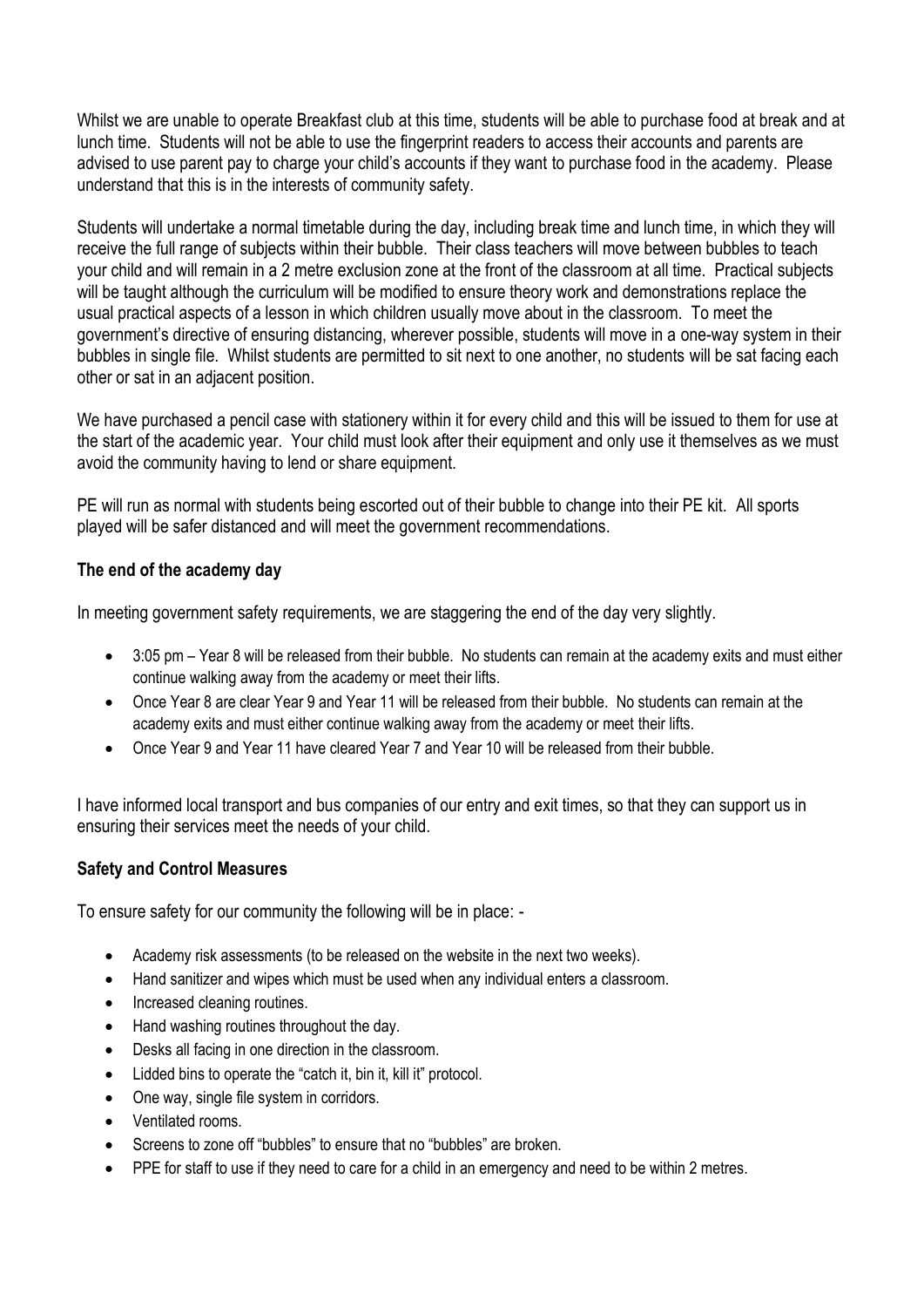Whilst we are unable to operate Breakfast club at this time, students will be able to purchase food at break and at lunch time. Students will not be able to use the fingerprint readers to access their accounts and parents are advised to use parent pay to charge your child's accounts if they want to purchase food in the academy. Please understand that this is in the interests of community safety.

Students will undertake a normal timetable during the day, including break time and lunch time, in which they will receive the full range of subjects within their bubble. Their class teachers will move between bubbles to teach your child and will remain in a 2 metre exclusion zone at the front of the classroom at all time. Practical subjects will be taught although the curriculum will be modified to ensure theory work and demonstrations replace the usual practical aspects of a lesson in which children usually move about in the classroom. To meet the government's directive of ensuring distancing, wherever possible, students will move in a one-way system in their bubbles in single file. Whilst students are permitted to sit next to one another, no students will be sat facing each other or sat in an adjacent position.

We have purchased a pencil case with stationery within it for every child and this will be issued to them for use at the start of the academic year. Your child must look after their equipment and only use it themselves as we must avoid the community having to lend or share equipment.

PE will run as normal with students being escorted out of their bubble to change into their PE kit. All sports played will be safer distanced and will meet the government recommendations.

**The end of the academy day**

In meeting government safety requirements, we are staggering the end of the day very slightly.

- 3:05 pm – Year 8 will be released from their bubble. No students can remain at the academy exits and must either continue walking away from the academy or meet their lifts.
- Once Year 8 are clear Year 9 and Year 11 will be released from their bubble. No students can remain at the academy exits and must either continue walking away from the academy or meet their lifts.
- Once Year 9 and Year 11 have cleared Year 7 and Year 10 will be released from their bubble.

I have informed local transport and bus companies of our entry and exit times, so that they can support us in ensuring their services meet the needs of your child.

**Safety and Control Measures**

To ensure safety for our community the following will be in place: -

- Academy risk assessments (to be released on the website in the next two weeks).
- Hand sanitizer and wipes which must be used when any individual enters a classroom.
- Increased cleaning routines.
- Hand washing routines throughout the day.
- Desks all facing in one direction in the classroom.
- Lidded bins to operate the "catch it, bin it, kill it" protocol.
- One way, single file system in corridors.
- Ventilated rooms.
- Screens to zone off "bubbles" to ensure that no "bubbles" are broken.
- PPE for staff to use if they need to care for a child in an emergency and need to be within 2 metres.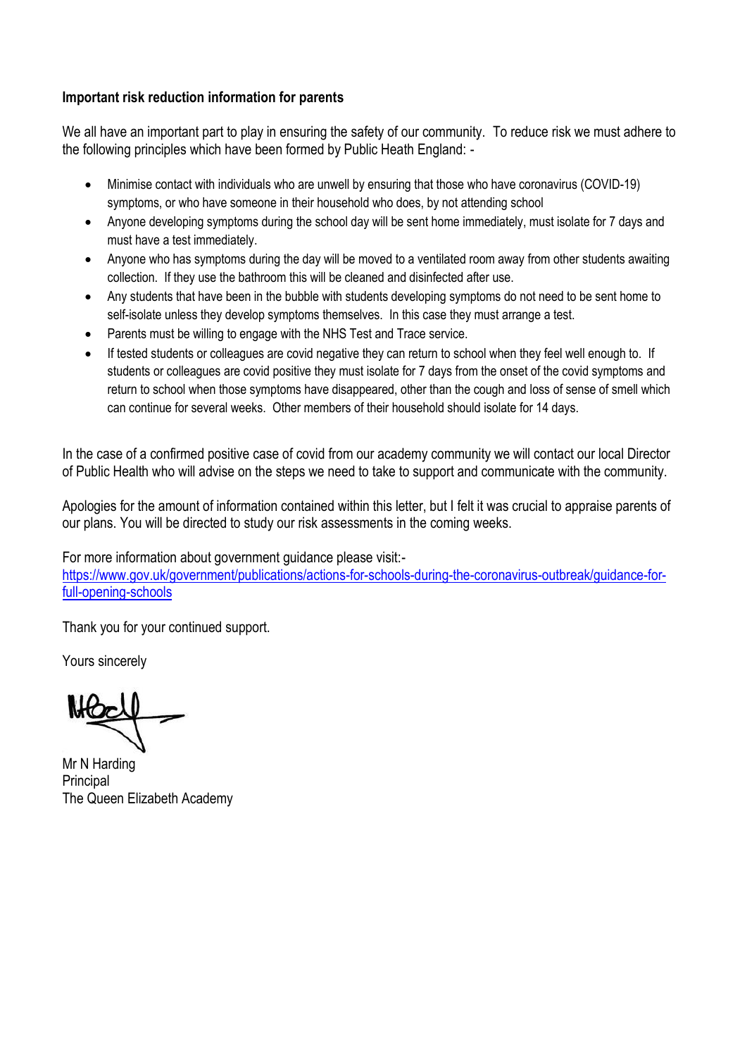**Important risk reduction information for parents**

We all have an important part to play in ensuring the safety of our community. To reduce risk we must adhere to the following principles which have been formed by Public Heath England: -

- Minimise contact with individuals who are unwell by ensuring that those who have coronavirus (COVID-19) symptoms, or who have someone in their household who does, by not attending school
- Anyone developing symptoms during the school day will be sent home immediately, must isolate for 7 days and must have a test immediately.
- Anyone who has symptoms during the day will be moved to a ventilated room away from other students awaiting collection. If they use the bathroom this will be cleaned and disinfected after use.
- Any students that have been in the bubble with students developing symptoms do not need to be sent home to self-isolate unless they develop symptoms themselves. In this case they must arrange a test.
- Parents must be willing to engage with the NHS Test and Trace service.
- If tested students or colleagues are covid negative they can return to school when they feel well enough to. If students or colleagues are covid positive they must isolate for 7 days from the onset of the covid symptoms and return to school when those symptoms have disappeared, other than the cough and loss of sense of smell which can continue for several weeks. Other members of their household should isolate for 14 days.

In the case of a confirmed positive case of covid from our academy community we will contact our local Director of Public Health who will advise on the steps we need to take to support and communicate with the community.

Apologies for the amount of information contained within this letter, but I felt it was crucial to appraise parents of our plans. You will be directed to study our risk assessments in the coming weeks.

For more information about government guidance please visit:-
https://www.gov.uk/government/publications/actions-for-schools-during-the-coronavirus-outbreak/guidance-for-full-opening-schools

Thank you for your continued support.

Yours sincerely

Mr N Harding
Principal
The Queen Elizabeth Academy